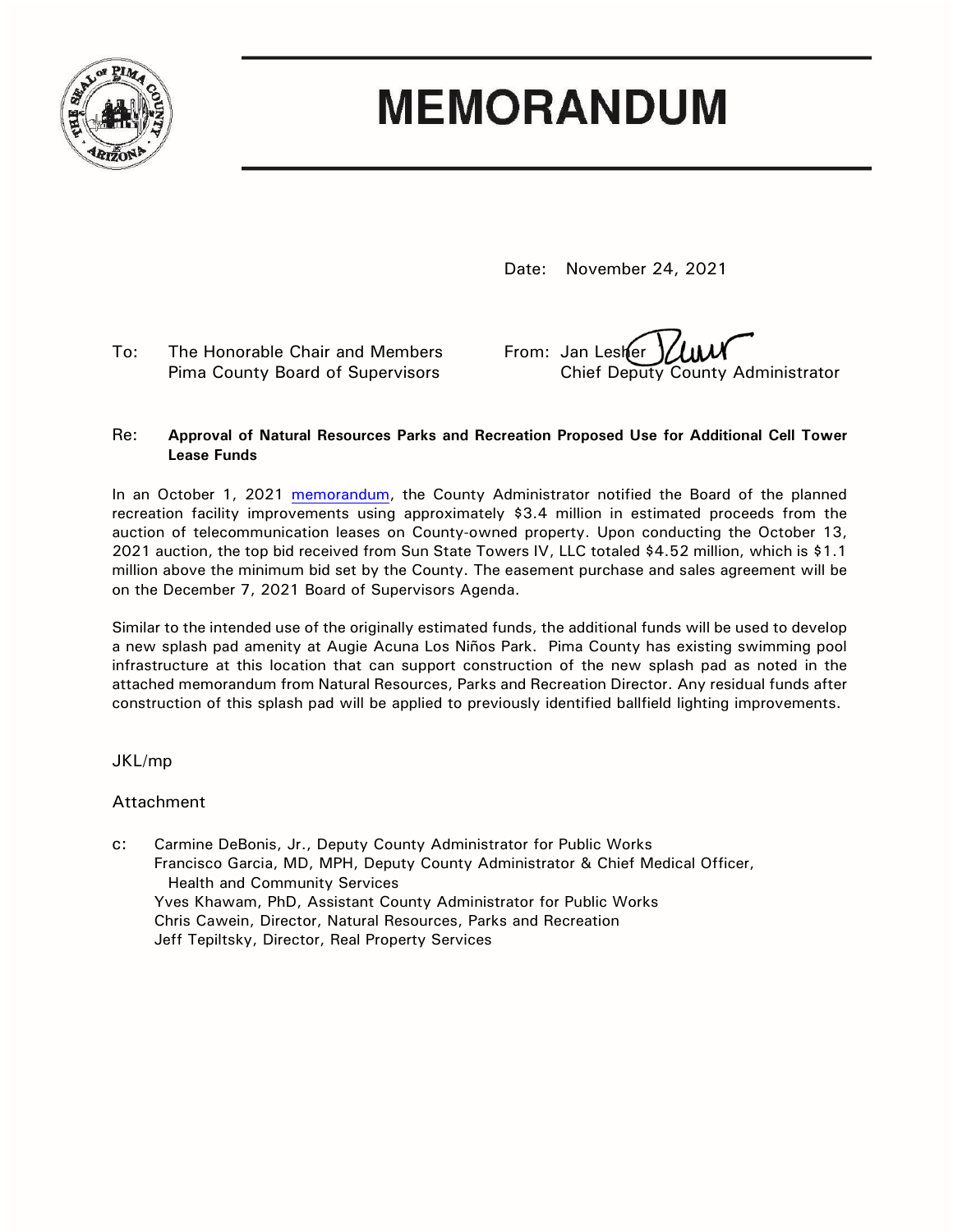# MEMORANDUM

Date: November 24, 2021

To: The Honorable Chair and Members
Pima County Board of Supervisors

From: Jan Lesher
Chief Deputy County Administrator

Re: **Approval of Natural Resources Parks and Recreation Proposed Use for Additional Cell Tower Lease Funds**

In an October 1, 2021 memorandum, the County Administrator notified the Board of the planned recreation facility improvements using approximately $3.4 million in estimated proceeds from the auction of telecommunication leases on County-owned property. Upon conducting the October 13, 2021 auction, the top bid received from Sun State Towers IV, LLC totaled $4.52 million, which is $1.1 million above the minimum bid set by the County. The easement purchase and sales agreement will be on the December 7, 2021 Board of Supervisors Agenda.

Similar to the intended use of the originally estimated funds, the additional funds will be used to develop a new splash pad amenity at Augie Acuna Los Niños Park. Pima County has existing swimming pool infrastructure at this location that can support construction of the new splash pad as noted in the attached memorandum from Natural Resources, Parks and Recreation Director. Any residual funds after construction of this splash pad will be applied to previously identified ballfield lighting improvements.

JKL/mp

Attachment

c: Carmine DeBonis, Jr., Deputy County Administrator for Public Works
Francisco Garcia, MD, MPH, Deputy County Administrator & Chief Medical Officer, Health and Community Services
Yves Khawam, PhD, Assistant County Administrator for Public Works
Chris Cawein, Director, Natural Resources, Parks and Recreation
Jeff Tepiltsky, Director, Real Property Services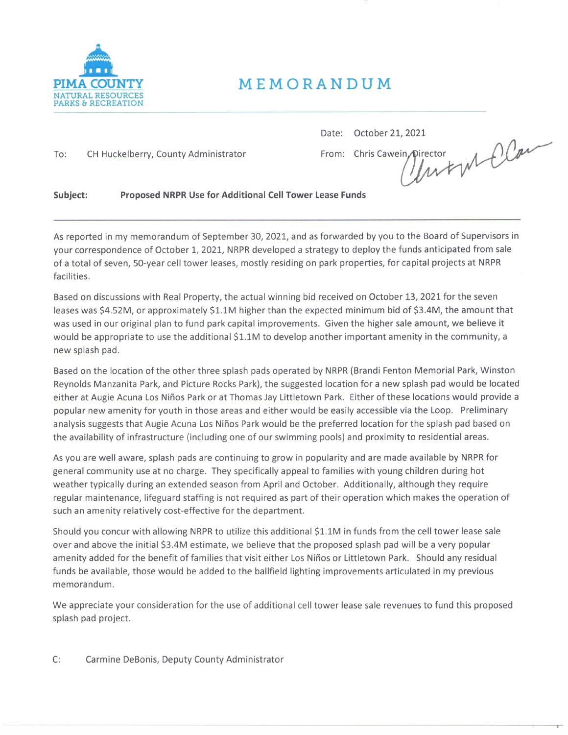**PIMA COUNTY**
NATURAL RESOURCES
PARKS & RECREATION

# MEMORANDUM

Date: October 21, 2021

To: CH Huckelberry, County Administrator

From: Chris Cawein, Director

**Subject: Proposed NRPR Use for Additional Cell Tower Lease Funds**

---

As reported in my memorandum of September 30, 2021, and as forwarded by you to the Board of Supervisors in your correspondence of October 1, 2021, NRPR developed a strategy to deploy the funds anticipated from sale of a total of seven, 50-year cell tower leases, mostly residing on park properties, for capital projects at NRPR facilities.

Based on discussions with Real Property, the actual winning bid received on October 13, 2021 for the seven leases was $4.52M, or approximately $1.1M higher than the expected minimum bid of $3.4M, the amount that was used in our original plan to fund park capital improvements. Given the higher sale amount, we believe it would be appropriate to use the additional $1.1M to develop another important amenity in the community, a new splash pad.

Based on the location of the other three splash pads operated by NRPR (Brandi Fenton Memorial Park, Winston Reynolds Manzanita Park, and Picture Rocks Park), the suggested location for a new splash pad would be located either at Augie Acuna Los Niños Park or at Thomas Jay Littletown Park. Either of these locations would provide a popular new amenity for youth in those areas and either would be easily accessible via the Loop. Preliminary analysis suggests that Augie Acuna Los Niños Park would be the preferred location for the splash pad based on the availability of infrastructure (including one of our swimming pools) and proximity to residential areas.

As you are well aware, splash pads are continuing to grow in popularity and are made available by NRPR for general community use at no charge. They specifically appeal to families with young children during hot weather typically during an extended season from April and October. Additionally, although they require regular maintenance, lifeguard staffing is not required as part of their operation which makes the operation of such an amenity relatively cost-effective for the department.

Should you concur with allowing NRPR to utilize this additional $1.1M in funds from the cell tower lease sale over and above the initial $3.4M estimate, we believe that the proposed splash pad will be a very popular amenity added for the benefit of families that visit either Los Niños or Littletown Park. Should any residual funds be available, those would be added to the ballfield lighting improvements articulated in my previous memorandum.

We appreciate your consideration for the use of additional cell tower lease sale revenues to fund this proposed splash pad project.

C: Carmine DeBonis, Deputy County Administrator